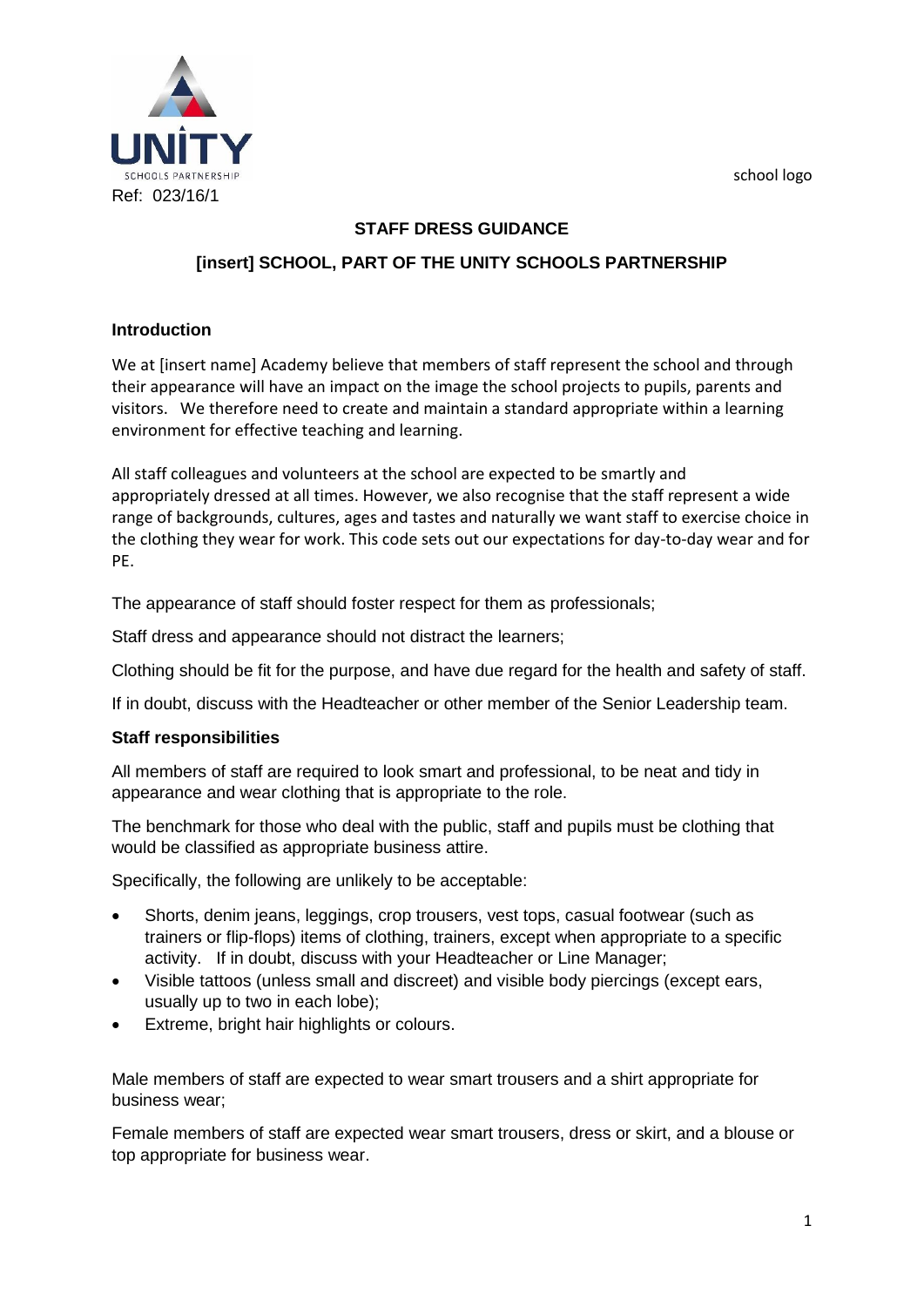UNITY SCHOOLS PARTNERSHIP

Ref: 023/16/1

school logo

## STAFF DRESS GUIDANCE

## [insert] SCHOOL, PART OF THE UNITY SCHOOLS PARTNERSHIP

### Introduction

We at [insert name] Academy believe that members of staff represent the school and through their appearance will have an impact on the image the school projects to pupils, parents and visitors. We therefore need to create and maintain a standard appropriate within a learning environment for effective teaching and learning.

All staff colleagues and volunteers at the school are expected to be smartly and appropriately dressed at all times. However, we also recognise that the staff represent a wide range of backgrounds, cultures, ages and tastes and naturally we want staff to exercise choice in the clothing they wear for work. This code sets out our expectations for day-to-day wear and for PE.

The appearance of staff should foster respect for them as professionals;

Staff dress and appearance should not distract the learners;

Clothing should be fit for the purpose, and have due regard for the health and safety of staff.

If in doubt, discuss with the Headteacher or other member of the Senior Leadership team.

### Staff responsibilities

All members of staff are required to look smart and professional, to be neat and tidy in appearance and wear clothing that is appropriate to the role.

The benchmark for those who deal with the public, staff and pupils must be clothing that would be classified as appropriate business attire.

Specifically, the following are unlikely to be acceptable:

- Shorts, denim jeans, leggings, crop trousers, vest tops, casual footwear (such as trainers or flip-flops) items of clothing, trainers, except when appropriate to a specific activity. If in doubt, discuss with your Headteacher or Line Manager;
- Visible tattoos (unless small and discreet) and visible body piercings (except ears, usually up to two in each lobe);
- Extreme, bright hair highlights or colours.

Male members of staff are expected to wear smart trousers and a shirt appropriate for business wear;

Female members of staff are expected wear smart trousers, dress or skirt, and a blouse or top appropriate for business wear.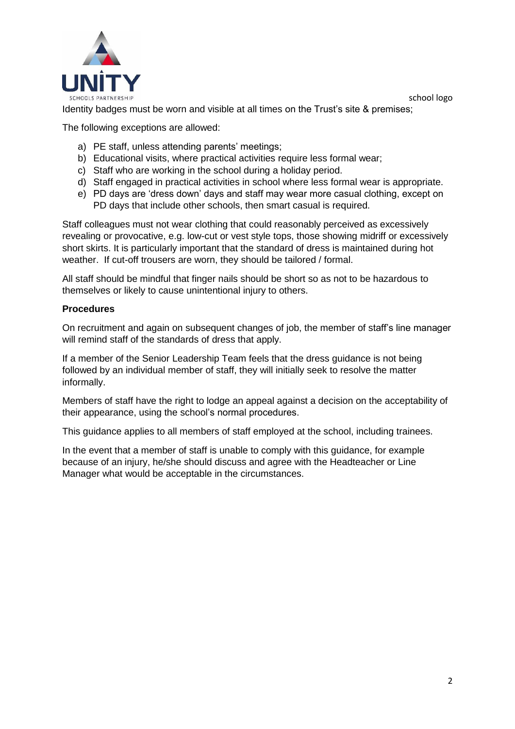Identity badges must be worn and visible at all times on the Trust's site & premises;

The following exceptions are allowed:

a) PE staff, unless attending parents' meetings;
b) Educational visits, where practical activities require less formal wear;
c) Staff who are working in the school during a holiday period.
d) Staff engaged in practical activities in school where less formal wear is appropriate.
e) PD days are 'dress down' days and staff may wear more casual clothing, except on PD days that include other schools, then smart casual is required.

Staff colleagues must not wear clothing that could reasonably perceived as excessively revealing or provocative, e.g. low-cut or vest style tops, those showing midriff or excessively short skirts. It is particularly important that the standard of dress is maintained during hot weather. If cut-off trousers are worn, they should be tailored / formal.

All staff should be mindful that finger nails should be short so as not to be hazardous to themselves or likely to cause unintentional injury to others.

**Procedures**

On recruitment and again on subsequent changes of job, the member of staff's line manager will remind staff of the standards of dress that apply.

If a member of the Senior Leadership Team feels that the dress guidance is not being followed by an individual member of staff, they will initially seek to resolve the matter informally.

Members of staff have the right to lodge an appeal against a decision on the acceptability of their appearance, using the school's normal procedures.

This guidance applies to all members of staff employed at the school, including trainees.

In the event that a member of staff is unable to comply with this guidance, for example because of an injury, he/she should discuss and agree with the Headteacher or Line Manager what would be acceptable in the circumstances.